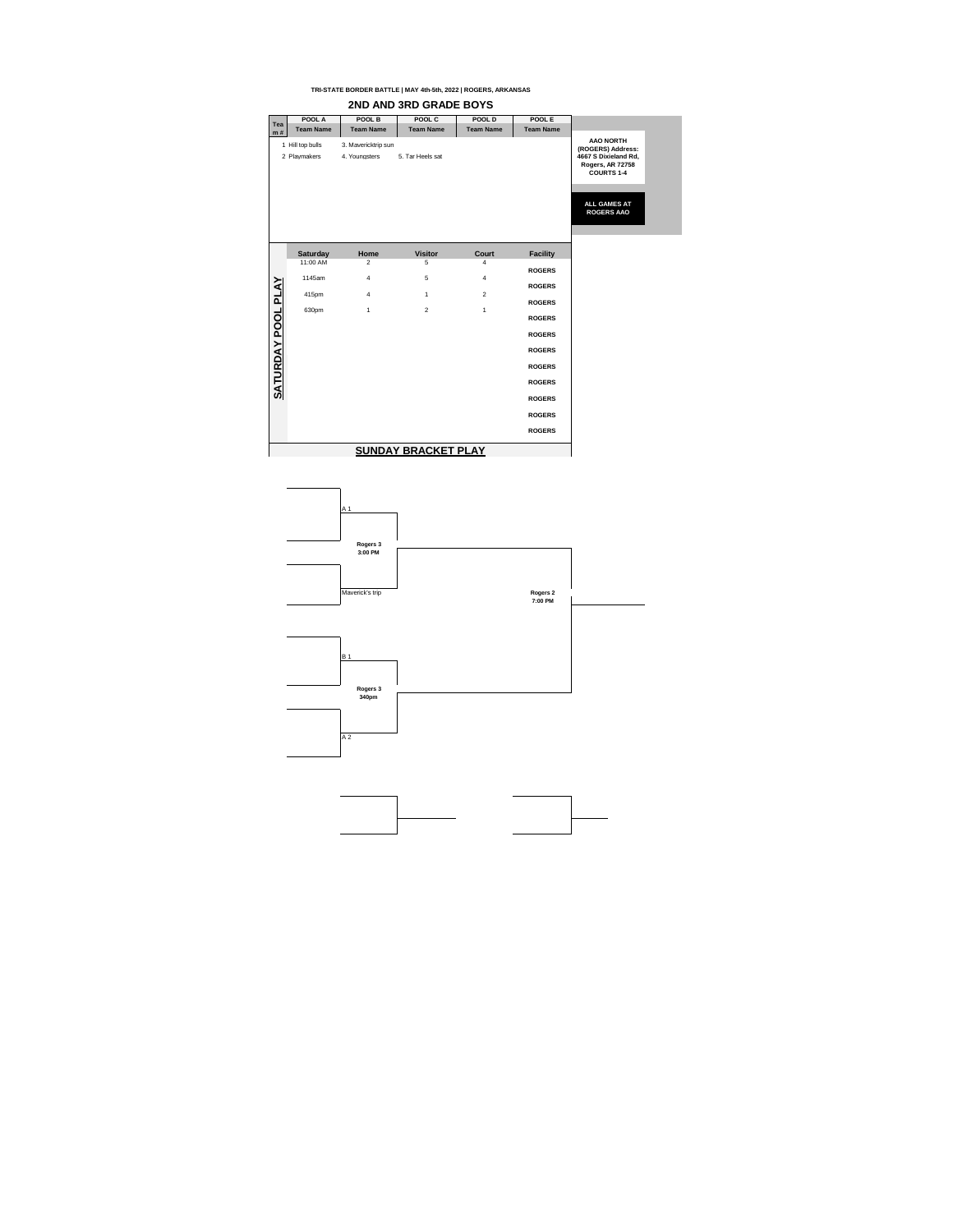TRI-STATE BORDER BATTLE | MAY 4th-5th, 2022 | ROGERS, ARKANSAS

## 2ND AND 3RD GRADE BOYS

| Team # | POOL A Team Name | POOL B Team Name | POOL C Team Name | POOL D Team Name | POOL E Team Name |
|---|---|---|---|---|---|
| | 1 Hill top bulls | 3. Maverick trip sun | | | |
| | 2 Playmakers | 4. Youngsters | 5. Tar Heels sat | | |

**AAO NORTH (ROGERS) Address:**
**4667 S Dixieland Rd, Rogers, AR 72758**
**COURTS 1-4**

**ALL GAMES AT ROGERS AAO**

### SATURDAY POOL PLAY

| Saturday | Home | Visitor | Court | Facility |
|---|---|---|---|---|
| 11:00 AM | 2 | 5 | 4 | ROGERS |
| 1145am | 4 | 5 | 4 | ROGERS |
| 415pm | 4 | 1 | 2 | ROGERS |
| 630pm | 1 | 2 | 1 | ROGERS |
| | | | | ROGERS |
| | | | | ROGERS |
| | | | | ROGERS |
| | | | | ROGERS |
| | | | | ROGERS |
| | | | | ROGERS |
| | | | | ROGERS |

### SUNDAY BRACKET PLAY

A 1

**Rogers 3**
**3:00 PM**

Maverick's trip

**Rogers 2**
**7:00 PM**

B 1

**Rogers 3**
**340pm**

A 2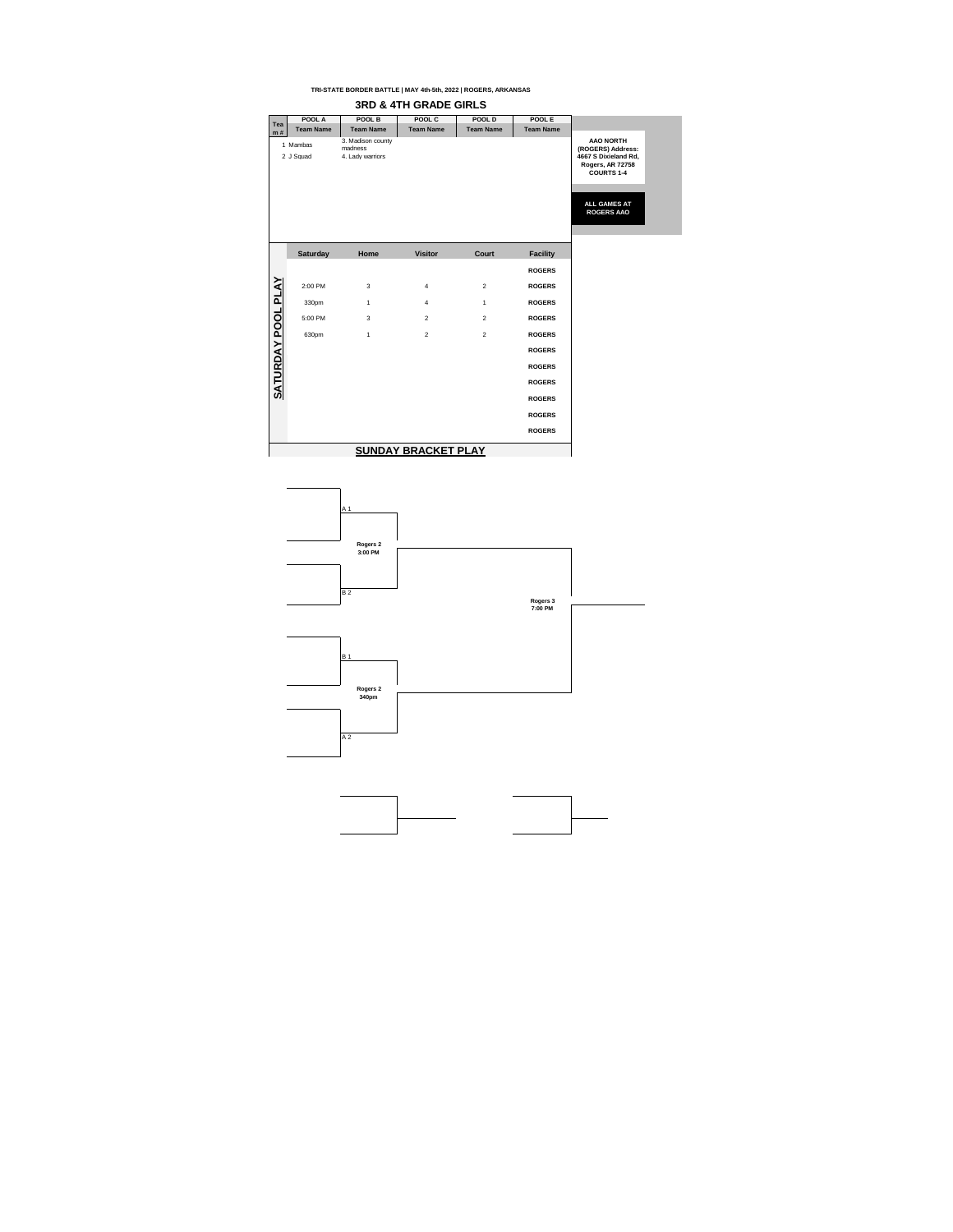TRI-STATE BORDER BATTLE | MAY 4th-5th, 2022 | ROGERS, ARKANSAS

## 3RD & 4TH GRADE GIRLS

| Team # | POOL A Team Name | POOL B Team Name | POOL C Team Name | POOL D Team Name | POOL E Team Name |
|---|---|---|---|---|---|
| | 1 Mambas | 3. Madison county madness | | | |
| | 2 J Squad | 4. Lady warriors | | | |

**AAO NORTH (ROGERS) Address: 4667 S Dixieland Rd, Rogers, AR 72758 COURTS 1-4**

**ALL GAMES AT ROGERS AAO**

### SATURDAY POOL PLAY

| Saturday | Home | Visitor | Court | Facility |
|---|---|---|---|---|
| | | | | ROGERS |
| 2:00 PM | 3 | 4 | 2 | ROGERS |
| 330pm | 1 | 4 | 1 | ROGERS |
| 5:00 PM | 3 | 2 | 2 | ROGERS |
| 630pm | 1 | 2 | 2 | ROGERS |
| | | | | ROGERS |
| | | | | ROGERS |
| | | | | ROGERS |
| | | | | ROGERS |
| | | | | ROGERS |
| | | | | ROGERS |

## SUNDAY BRACKET PLAY

A 1

Rogers 2
3:00 PM

B 2

Rogers 3
7:00 PM

B 1

Rogers 2
340pm

A 2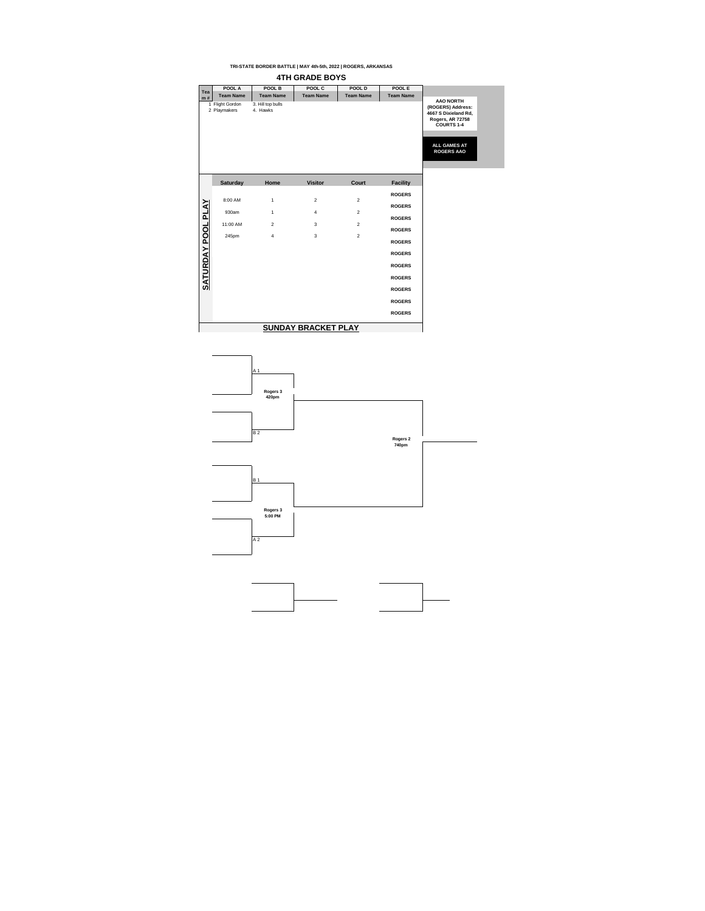TRI-STATE BORDER BATTLE | MAY 4th-5th, 2022 | ROGERS, ARKANSAS

## 4TH GRADE BOYS

| Team # | POOL A Team Name | POOL B Team Name | POOL C Team Name | POOL D Team Name | POOL E Team Name |
|---|---|---|---|---|---|
| | 1 Flight Gordon | 3. Hill top bulls | | | |
| | 2 Playmakers | 4. Hawks | | | |

**AAO NORTH (ROGERS) Address: 4667 S Dixieland Rd, Rogers, AR 72758 COURTS 1-4**

**ALL GAMES AT ROGERS AAO**

**SATURDAY POOL PLAY**

| Saturday | Home | Visitor | Court | Facility |
|---|---|---|---|---|
| | | | | ROGERS |
| 8:00 AM | 1 | 2 | 2 | ROGERS |
| 930am | 1 | 4 | 2 | ROGERS |
| 11:00 AM | 2 | 3 | 2 | ROGERS |
| 245pm | 4 | 3 | 2 | ROGERS |
| | | | | ROGERS |
| | | | | ROGERS |
| | | | | ROGERS |
| | | | | ROGERS |
| | | | | ROGERS |
| | | | | ROGERS |

**SUNDAY BRACKET PLAY**

A 1

Rogers 3
420pm

B 2

Rogers 2
740pm

B 1

Rogers 3
5:00 PM

A 2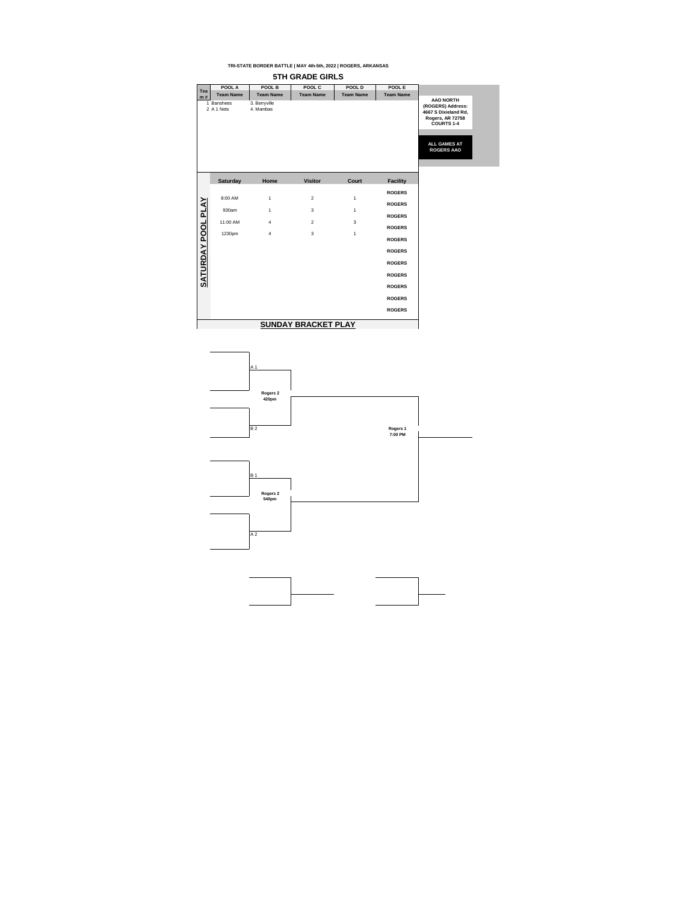TRI-STATE BORDER BATTLE | MAY 4th-5th, 2022 | ROGERS, ARKANSAS

## 5TH GRADE GIRLS

| Team # | POOL A Team Name | POOL B Team Name | POOL C Team Name | POOL D Team Name | POOL E Team Name |
|---|---|---|---|---|---|
| | 1 Banshees | 3. Berryville | | | |
| | 2 A 1 Nets | 4. Mambas | | | |

**AAO NORTH (ROGERS) Address: 4667 S Dixieland Rd, Rogers, AR 72758 COURTS 1-4**

**ALL GAMES AT ROGERS AAO**

### SATURDAY POOL PLAY

| Saturday | Home | Visitor | Court | Facility |
|---|---|---|---|---|
| | | | | ROGERS |
| 8:00 AM | 1 | 2 | 1 | ROGERS |
| 930am | 1 | 3 | 1 | ROGERS |
| 11:00 AM | 4 | 2 | 3 | ROGERS |
| 1230pm | 4 | 3 | 1 | ROGERS |
| | | | | ROGERS |
| | | | | ROGERS |
| | | | | ROGERS |
| | | | | ROGERS |
| | | | | ROGERS |
| | | | | ROGERS |

### SUNDAY BRACKET PLAY

A 1

Rogers 2
420pm

B 2

Rogers 1
7:00 PM

B 1

Rogers 2
540pm

A 2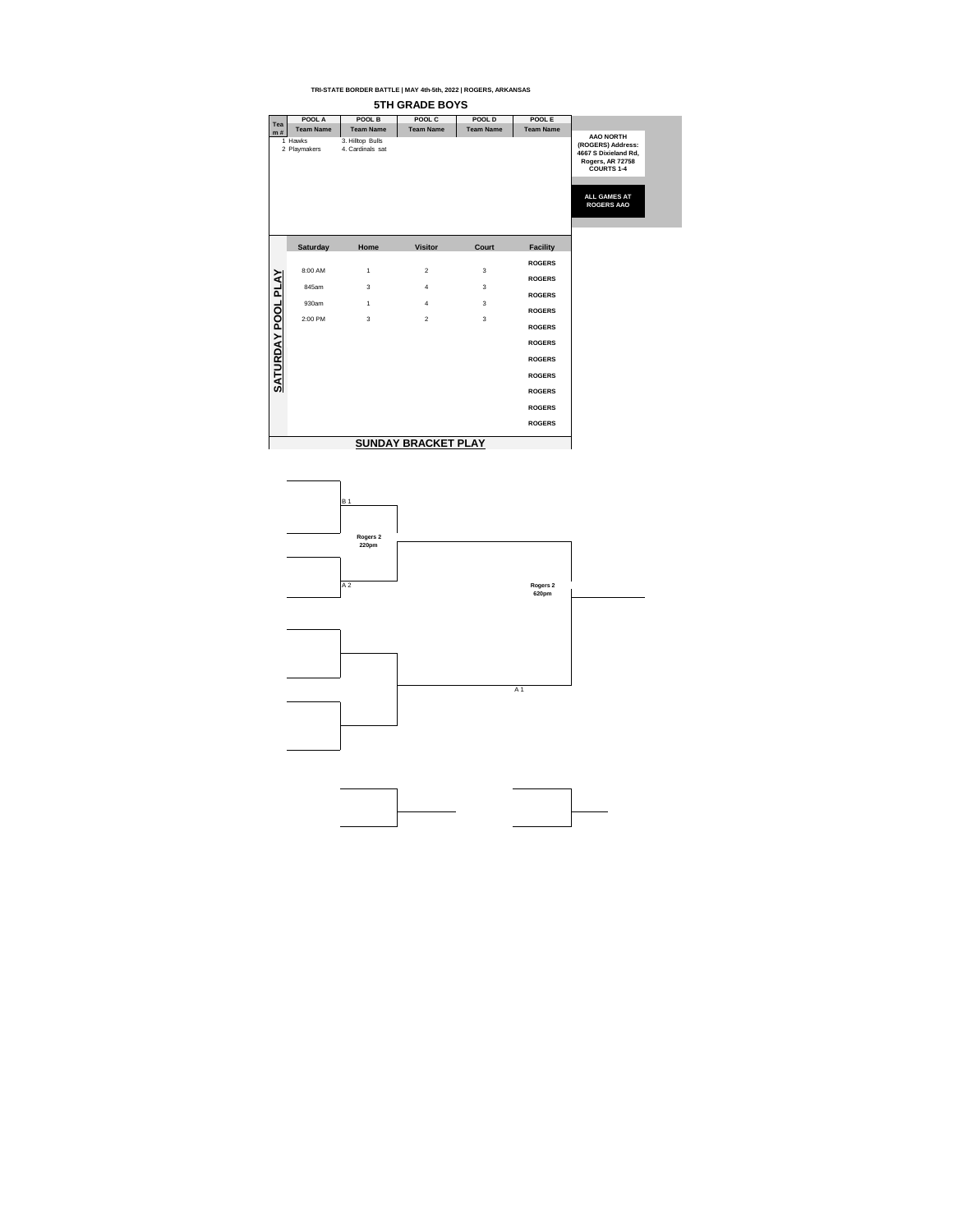TRI-STATE BORDER BATTLE | MAY 4th-5th, 2022 | ROGERS, ARKANSAS

## 5TH GRADE BOYS

| Team # | POOL A Team Name | POOL B Team Name | POOL C Team Name | POOL D Team Name | POOL E Team Name |
|---|---|---|---|---|---|
| | 1 Hawks | 3. Hilltop Bulls | | | |
| | 2 Playmakers | 4. Cardinals sat | | | |

**AAO NORTH (ROGERS) Address: 4667 S Dixieland Rd, Rogers, AR 72758 COURTS 1-4**

**ALL GAMES AT ROGERS AAO**

### SATURDAY POOL PLAY

| Saturday | Home | Visitor | Court | Facility |
|---|---|---|---|---|
| | | | | ROGERS |
| 8:00 AM | 1 | 2 | 3 | ROGERS |
| 845am | 3 | 4 | 3 | ROGERS |
| 930am | 1 | 4 | 3 | ROGERS |
| 2:00 PM | 3 | 2 | 3 | ROGERS |
| | | | | ROGERS |
| | | | | ROGERS |
| | | | | ROGERS |
| | | | | ROGERS |
| | | | | ROGERS |
| | | | | ROGERS |

### SUNDAY BRACKET PLAY

B 1

Rogers 2
220pm

A 2

Rogers 2
620pm

A 1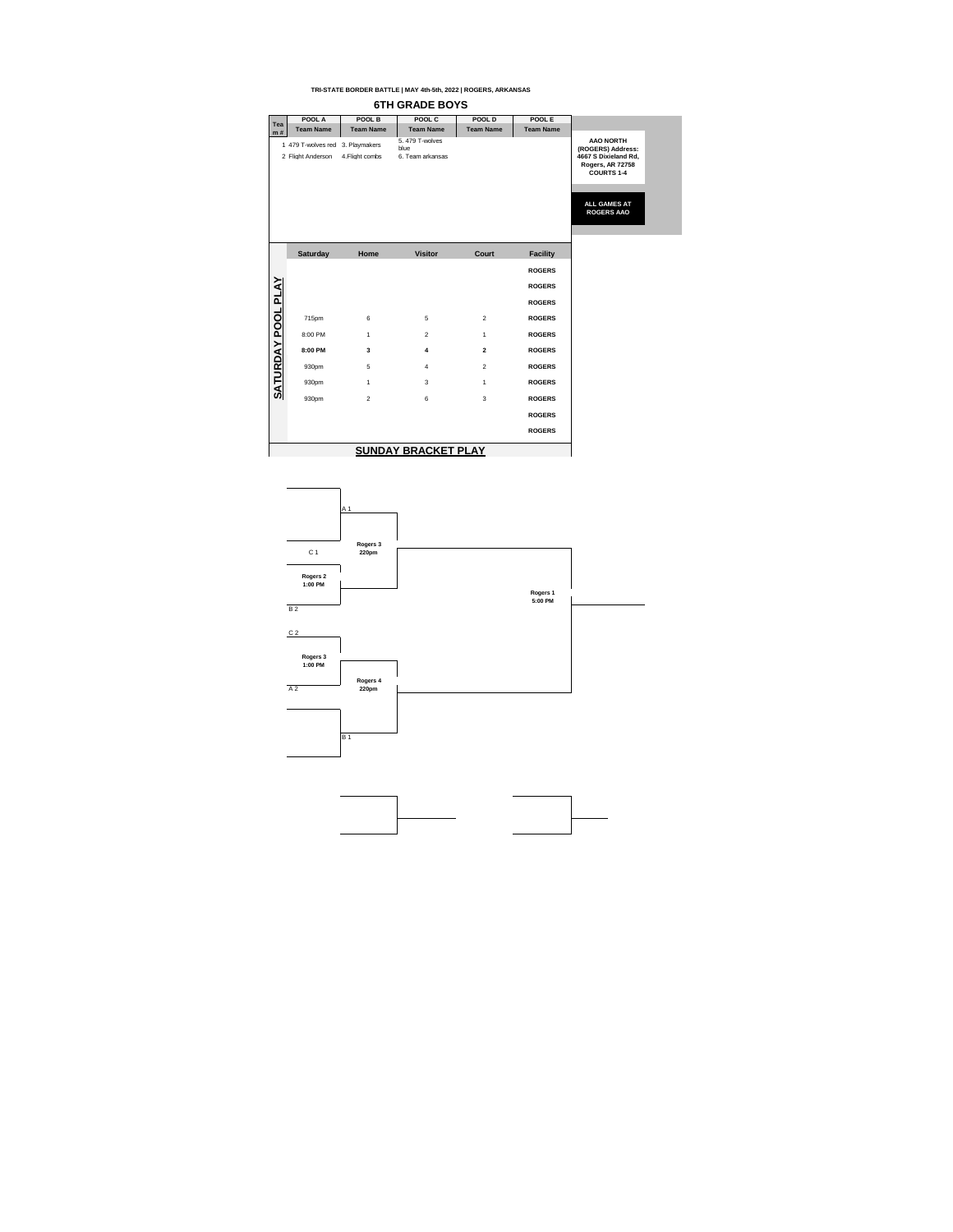TRI-STATE BORDER BATTLE | MAY 4th-5th, 2022 | ROGERS, ARKANSAS

## 6TH GRADE BOYS

| Team # | POOL A Team Name | POOL B Team Name | POOL C Team Name | POOL D Team Name | POOL E Team Name |
|---|---|---|---|---|---|
| | 1 479 T-wolves red | 3. Playmakers | 5. 479 T-wolves blue | | |
| | 2 Flight Anderson | 4.Flight combs | 6. Team arkansas | | |

**AAO NORTH (ROGERS) Address: 4667 S Dixieland Rd, Rogers, AR 72758 COURTS 1-4**

**ALL GAMES AT ROGERS AAO**

SATURDAY POOL PLAY

| Saturday | Home | Visitor | Court | Facility |
|---|---|---|---|---|
| | | | | ROGERS |
| | | | | ROGERS |
| | | | | ROGERS |
| 715pm | 6 | 5 | 2 | ROGERS |
| 8:00 PM | 1 | 2 | 1 | ROGERS |
| **8:00 PM** | **3** | **4** | **2** | ROGERS |
| 930pm | 5 | 4 | 2 | ROGERS |
| 930pm | 1 | 3 | 1 | ROGERS |
| 930pm | 2 | 6 | 3 | ROGERS |
| | | | | ROGERS |
| | | | | ROGERS |

## SUNDAY BRACKET PLAY

A 1

C 1

Rogers 3
220pm

Rogers 2
1:00 PM

B 2

Rogers 1
5:00 PM

C 2

Rogers 3
1:00 PM

Rogers 4
220pm

A 2

B 1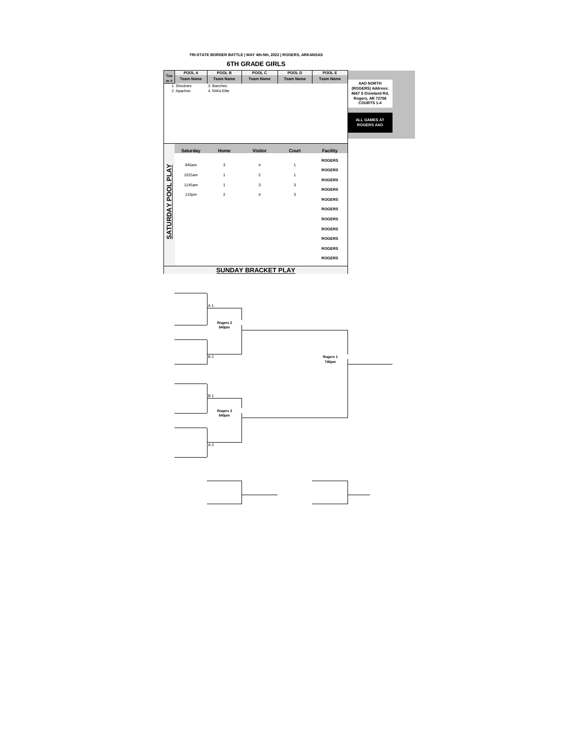TRI-STATE BORDER BATTLE | MAY 4th-5th, 2022 | ROGERS, ARKANSAS

## 6TH GRADE GIRLS

| Team # | POOL A Team Name | POOL B Team Name | POOL C Team Name | POOL D Team Name | POOL E Team Name |
|---|---|---|---|---|---|
| 1 | Shockers | 3. Banches | | | |
| 2 | Apaches | 4. NWa Elite | | | |

**AAO NORTH (ROGERS) Address: 4667 S Dixieland Rd, Rogers, AR 72758 COURTS 1-4**

**ALL GAMES AT ROGERS AAO**

### SATURDAY POOL PLAY

| Saturday | Home | Visitor | Court | Facility |
|---|---|---|---|---|
| | | | | ROGERS |
| 845am | 3 | 4 | 1 | ROGERS |
| 1015am | 1 | 2 | 1 | ROGERS |
| 1145am | 1 | 3 | 3 | ROGERS |
| 115pm | 2 | 4 | 3 | ROGERS |
| | | | | ROGERS |
| | | | | ROGERS |
| | | | | ROGERS |
| | | | | ROGERS |
| | | | | ROGERS |
| | | | | ROGERS |

### SUNDAY BRACKET PLAY

A 1

Rogers 2
540pm

B 2

Rogers 1
740pm

B 1

Rogers 3
540pm

A 2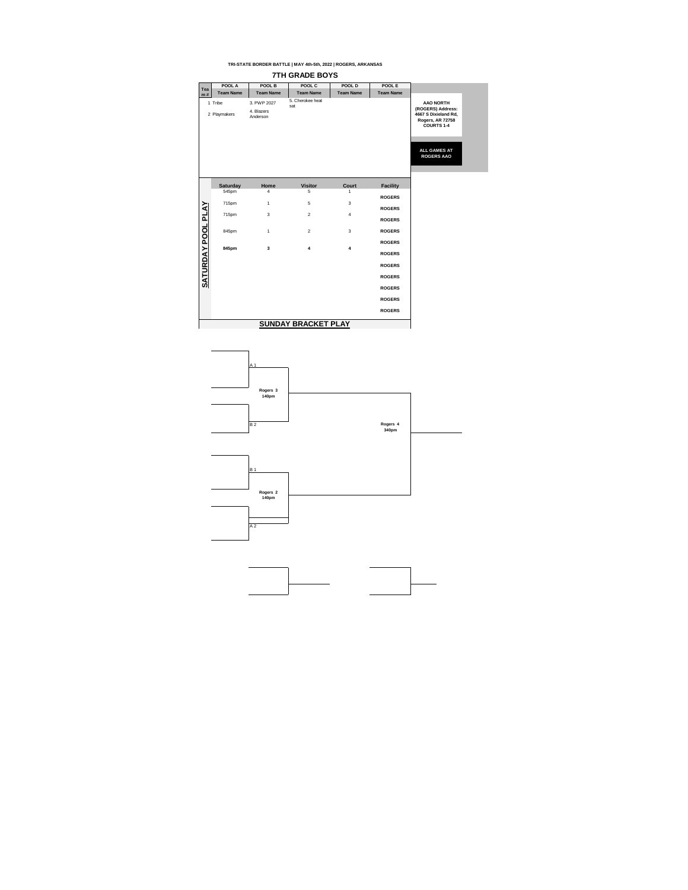TRI-STATE BORDER BATTLE | MAY 4th-5th, 2022 | ROGERS, ARKANSAS

## 7TH GRADE BOYS

| Team # | POOL A | POOL B | POOL C | POOL D | POOL E |
|---|---|---|---|---|---|
| | Team Name | Team Name | Team Name | Team Name | Team Name |
| | 1 Tribe | 3. PWP 2027 | 5. Cherokee heat sat | | |
| | 2 Playmakers | 4. Blazers Anderson | | | |

**AAO NORTH (ROGERS) Address: 4667 S Dixieland Rd, Rogers, AR 72758 COURTS 1-4**

**ALL GAMES AT ROGERS AAO**

### SATURDAY POOL PLAY

| Saturday | Home | Visitor | Court | Facility |
|---|---|---|---|---|
| 545pm | 4 | 5 | 1 | ROGERS |
| 715pm | 1 | 5 | 3 | ROGERS |
| 715pm | 3 | 2 | 4 | ROGERS |
| 845pm | 1 | 2 | 3 | ROGERS |
| | | | | ROGERS |
| **845pm** | **3** | **4** | **4** | ROGERS |
| | | | | ROGERS |
| | | | | ROGERS |
| | | | | ROGERS |
| | | | | ROGERS |
| | | | | ROGERS |

### SUNDAY BRACKET PLAY

A 1

**Rogers 3**
**140pm**

B 2

**Rogers 4**
**340pm**

B 1

**Rogers 2**
**140pm**

A 2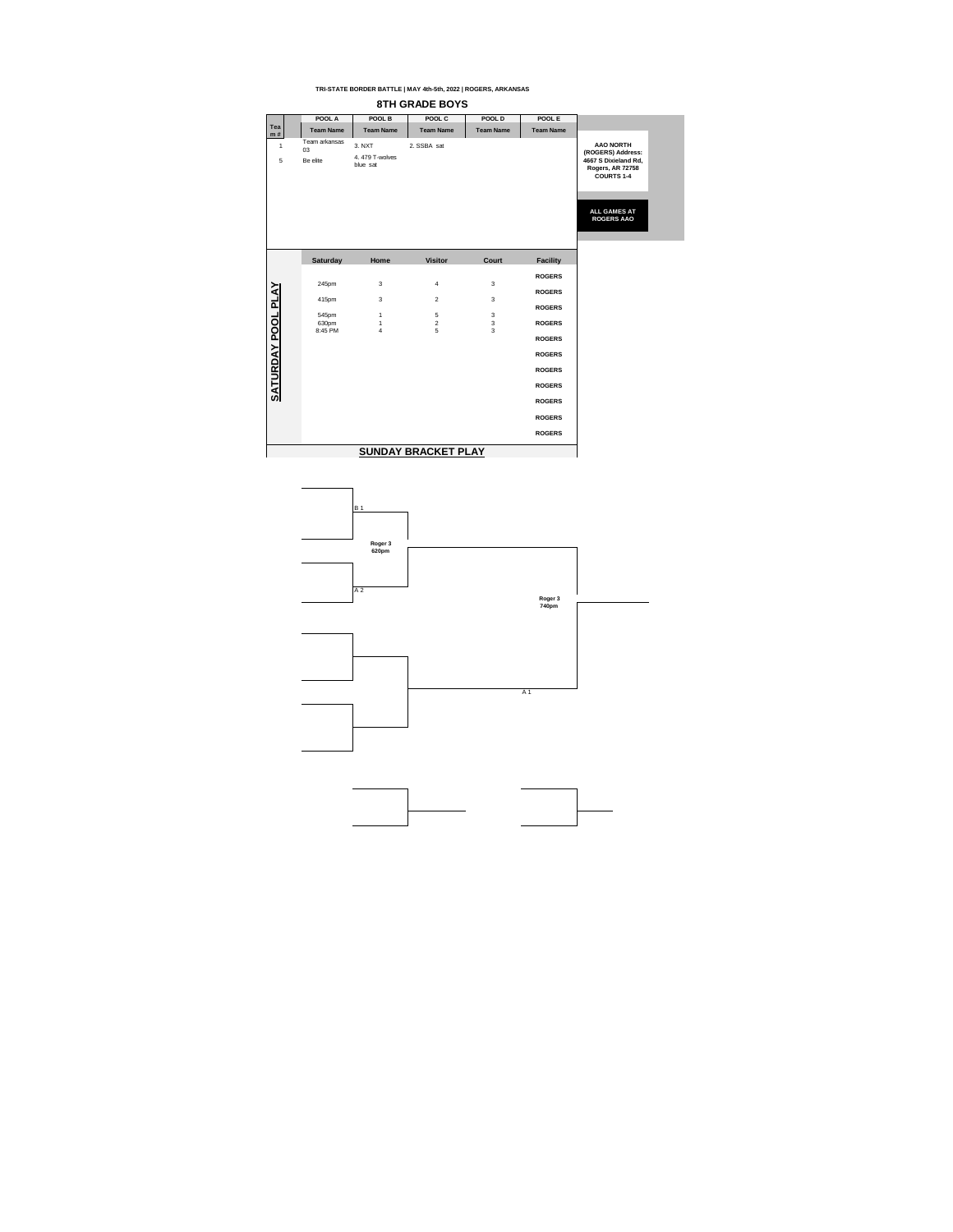TRI-STATE BORDER BATTLE | MAY 4th-5th, 2022 | ROGERS, ARKANSAS

## 8TH GRADE BOYS

| Team # | | POOL A | POOL B | POOL C | POOL D | POOL E |
|---|---|---|---|---|---|---|
| | | Team Name | Team Name | Team Name | Team Name | Team Name |
| 1 | | Team arkansas 03 | 3. NXT | 2. SSBA sat | | |
| 5 | | Be elite | 4. 479 T-wolves blue sat | | | |

**AAO NORTH (ROGERS) Address: 4667 S Dixieland Rd, Rogers, AR 72758 COURTS 1-4**

**ALL GAMES AT ROGERS AAO**

**SATURDAY POOL PLAY**

| Saturday | Home | Visitor | Court | Facility |
|---|---|---|---|---|
| | | | | ROGERS |
| 245pm | 3 | 4 | 3 | ROGERS |
| 415pm | 3 | 2 | 3 | ROGERS |
| 545pm | 1 | 5 | 3 | ROGERS |
| 630pm | 1 | 2 | 3 | ROGERS |
| 8:45 PM | 4 | 5 | 3 | ROGERS |
| | | | | ROGERS |
| | | | | ROGERS |
| | | | | ROGERS |
| | | | | ROGERS |
| | | | | ROGERS |

## SUNDAY BRACKET PLAY

B 1

Roger 3
620pm

A 2

Roger 3
740pm

A 1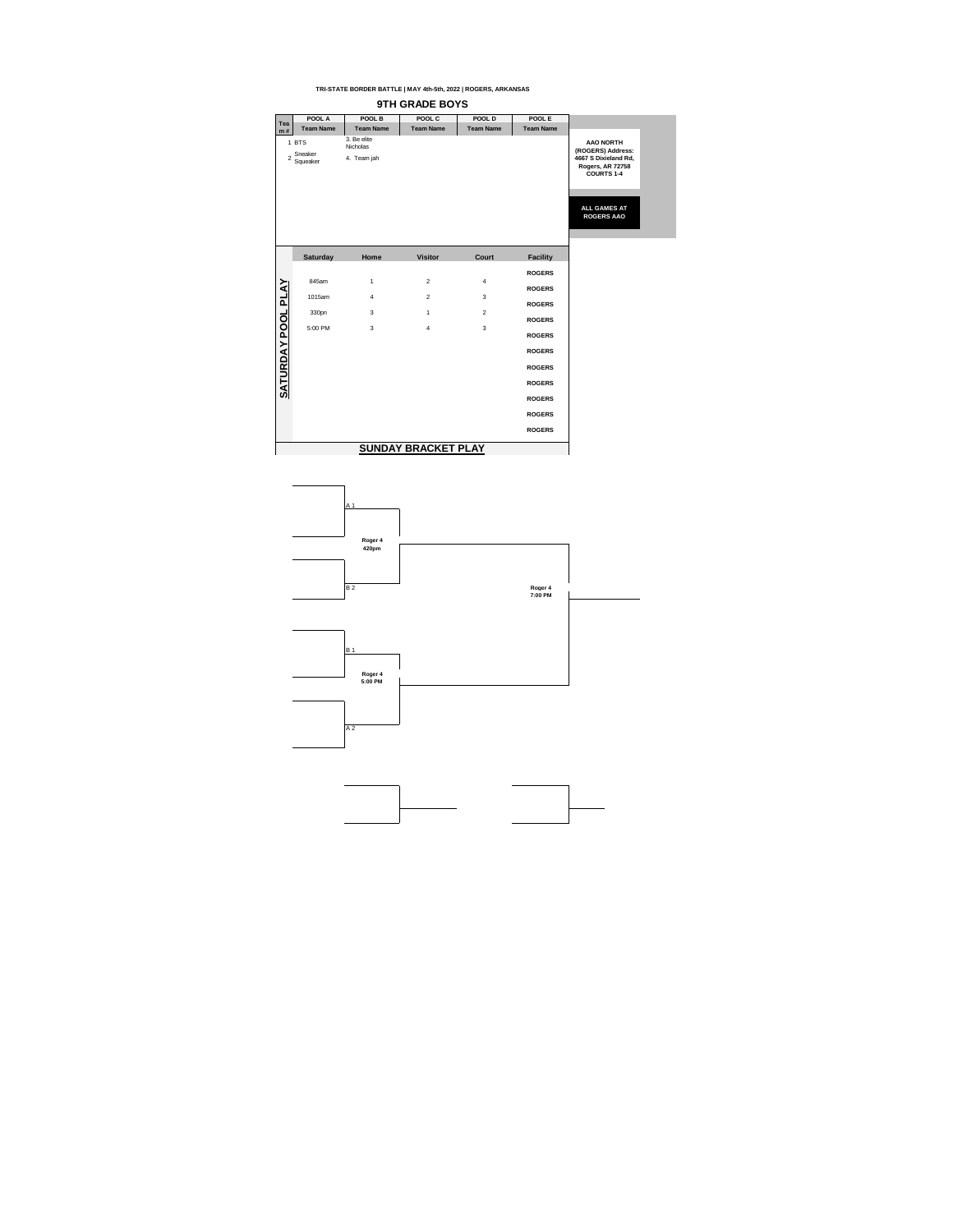TRI-STATE BORDER BATTLE | MAY 4th-5th, 2022 | ROGERS, ARKANSAS

## 9TH GRADE BOYS

| Team # | POOL A Team Name | POOL B Team Name | POOL C Team Name | POOL D Team Name | POOL E Team Name |
|---|---|---|---|---|---|
| 1 | BTS | 3. Be elite Nicholas | | | |
| 2 | Sneaker Squeaker | 4. Team jah | | | |

**AAO NORTH (ROGERS) Address: 4667 S Dixieland Rd, Rogers, AR 72758 COURTS 1-4**

**ALL GAMES AT ROGERS AAO**

**SATURDAY POOL PLAY**

| Saturday | Home | Visitor | Court | Facility |
|---|---|---|---|---|
| | | | | ROGERS |
| 845am | 1 | 2 | 4 | ROGERS |
| 1015am | 4 | 2 | 3 | ROGERS |
| 330pn | 3 | 1 | 2 | ROGERS |
| 5:00 PM | 3 | 4 | 3 | ROGERS |
| | | | | ROGERS |
| | | | | ROGERS |
| | | | | ROGERS |
| | | | | ROGERS |
| | | | | ROGERS |
| | | | | ROGERS |

**SUNDAY BRACKET PLAY**

A 1

Roger 4
420pm

B 2

Roger 4
7:00 PM

B 1

Roger 4
5:00 PM

A 2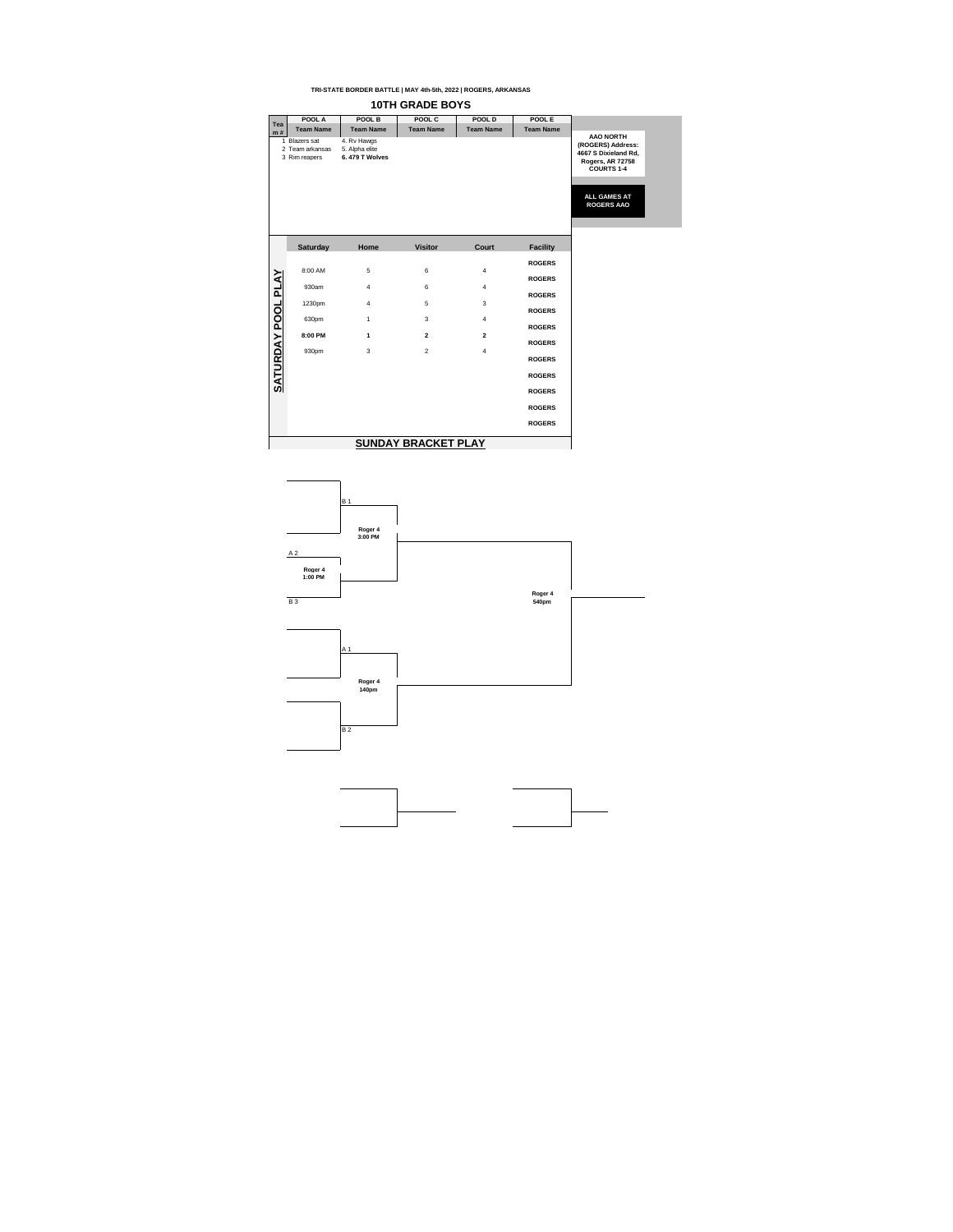TRI-STATE BORDER BATTLE | MAY 4th-5th, 2022 | ROGERS, ARKANSAS

## 10TH GRADE BOYS

| Team # | POOL A Team Name | POOL B Team Name | POOL C Team Name | POOL D Team Name | POOL E Team Name |
|---|---|---|---|---|---|
| 1 | Blazers sat | 4. Rv Hawgs | | | |
| 2 | Team arkansas | 5. Alpha elite | | | |
| 3 | Rim reapers | **6. 479 T Wolves** | | | |

**AAO NORTH (ROGERS) Address: 4667 S Dixieland Rd, Rogers, AR 72758 COURTS 1-4**

**ALL GAMES AT ROGERS AAO**

### SATURDAY POOL PLAY

| Saturday | Home | Visitor | Court | Facility |
|---|---|---|---|---|
| | | | | ROGERS |
| 8:00 AM | 5 | 6 | 4 | ROGERS |
| 930am | 4 | 6 | 4 | ROGERS |
| 1230pm | 4 | 5 | 3 | ROGERS |
| 630pm | 1 | 3 | 4 | ROGERS |
| **8:00 PM** | **1** | **2** | **2** | ROGERS |
| 930pm | 3 | 2 | 4 | ROGERS |
| | | | | ROGERS |
| | | | | ROGERS |
| | | | | ROGERS |
| | | | | ROGERS |
| | | | | ROGERS |

## SUNDAY BRACKET PLAY

B 1

Roger 4
3:00 PM

A 2

Roger 4
1:00 PM

B 3

Roger 4
540pm

A 1

Roger 4
140pm

B 2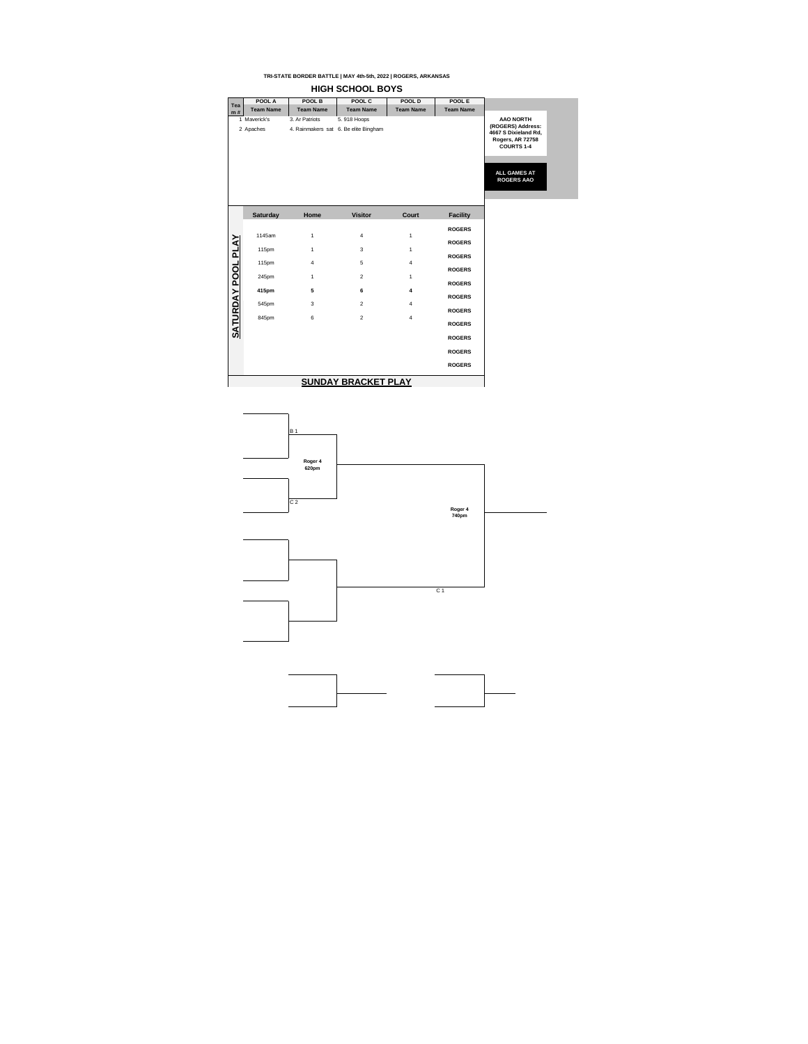TRI-STATE BORDER BATTLE | MAY 4th-5th, 2022 | ROGERS, ARKANSAS

## HIGH SCHOOL BOYS

| Team # | POOL A Team Name | POOL B Team Name | POOL C Team Name | POOL D Team Name | POOL E Team Name |
|---|---|---|---|---|---|
| 1 | Maverick's | 3. Ar Patriots | 5. 918 Hoops | | |
| 2 | Apaches | 4. Rainmakers sat | 6. Be elite Bingham | | |

**AAO NORTH (ROGERS) Address: 4667 S Dixieland Rd, Rogers, AR 72758 COURTS 1-4**

**ALL GAMES AT ROGERS AAO**

**SATURDAY POOL PLAY**

| Saturday | Home | Visitor | Court | Facility |
|---|---|---|---|---|
| | | | | ROGERS |
| 1145am | 1 | 4 | 1 | ROGERS |
| 115pm | 1 | 3 | 1 | ROGERS |
| 115pm | 4 | 5 | 4 | ROGERS |
| 245pm | 1 | 2 | 1 | ROGERS |
| **415pm** | **5** | **6** | **4** | ROGERS |
| 545pm | 3 | 2 | 4 | ROGERS |
| 845pm | 6 | 2 | 4 | ROGERS |
| | | | | ROGERS |
| | | | | ROGERS |
| | | | | ROGERS |

## SUNDAY BRACKET PLAY

B 1

Roger 4
620pm

C 2

Roger 4
740pm

C 1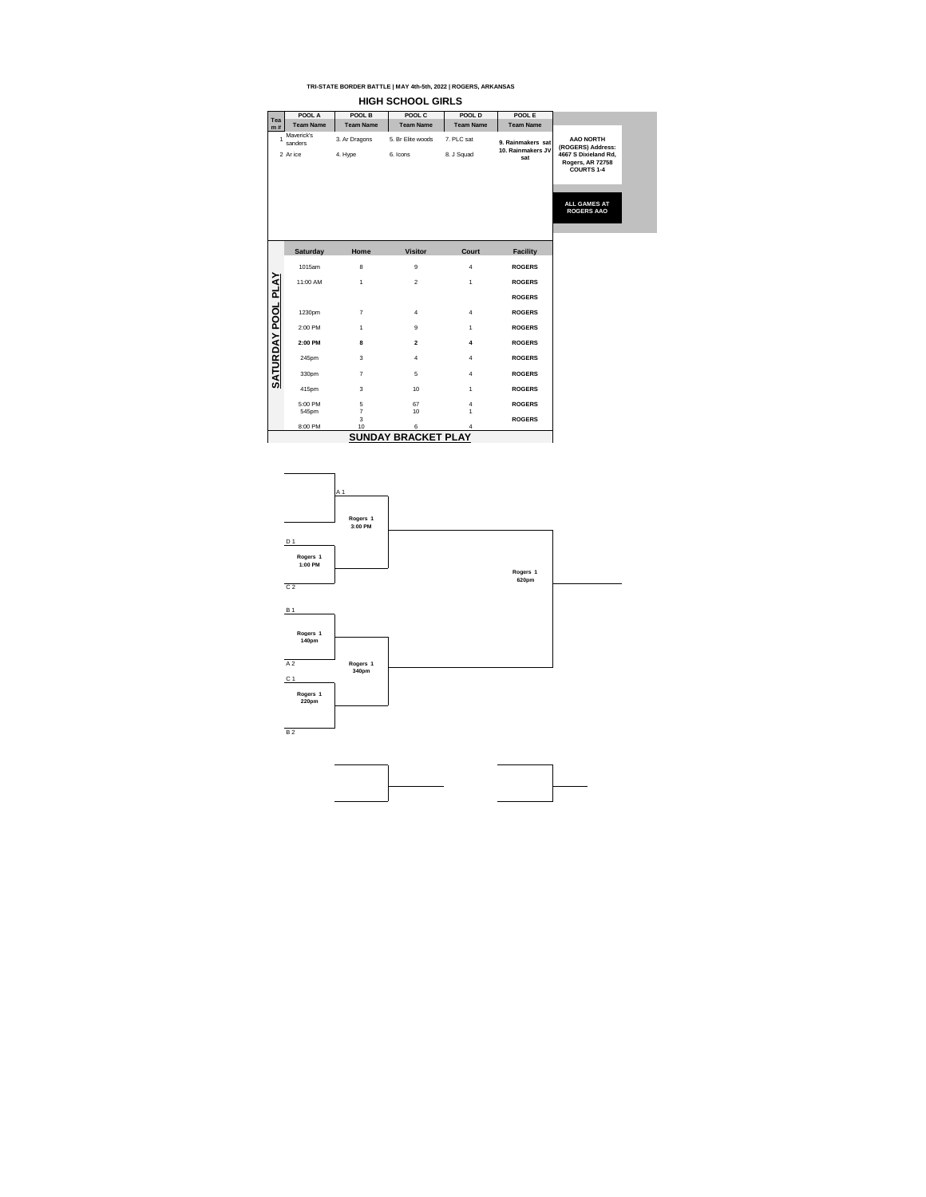TRI-STATE BORDER BATTLE | MAY 4th-5th, 2022 | ROGERS, ARKANSAS

## HIGH SCHOOL GIRLS

| Team # | POOL A Team Name | POOL B Team Name | POOL C Team Name | POOL D Team Name | POOL E Team Name |
|---|---|---|---|---|---|
| 1 | Maverick's sanders | 3. Ar Dragons | 5. Br Elite woods | 7. PLC sat | 9. Rainmakers sat |
| 2 | Ar ice | 4. Hype | 6. Icons | 8. J Squad | 10. Rainmakers JV sat |

**AAO NORTH (ROGERS) Address: 4667 S Dixieland Rd, Rogers, AR 72758 COURTS 1-4**

**ALL GAMES AT ROGERS AAO**

SATURDAY POOL PLAY

| Saturday | Home | Visitor | Court | Facility |
|---|---|---|---|---|
| 1015am | 8 | 9 | 4 | ROGERS |
| 11:00 AM | 1 | 2 | 1 | ROGERS |
| | | | | ROGERS |
| 1230pm | 7 | 4 | 4 | ROGERS |
| 2:00 PM | 1 | 9 | 1 | ROGERS |
| **2:00 PM** | **8** | **2** | **4** | **ROGERS** |
| 245pm | 3 | 4 | 4 | ROGERS |
| 330pm | 7 | 5 | 4 | ROGERS |
| 415pm | 3 | 10 | 1 | ROGERS |
| 5:00 PM | 5 | 67 | 4 | ROGERS |
| 545pm | 7 | 10 | 1 | |
| | 3 | | | ROGERS |
| 8:00 PM | 10 | 6 | 4 | |

## SUNDAY BRACKET PLAY

A 1

Rogers 1
3:00 PM

D 1

Rogers 1
1:00 PM

C 2

Rogers 1
620pm

B 1

Rogers 1
140pm

A 2

Rogers 1
340pm

C 1

Rogers 1
220pm

B 2